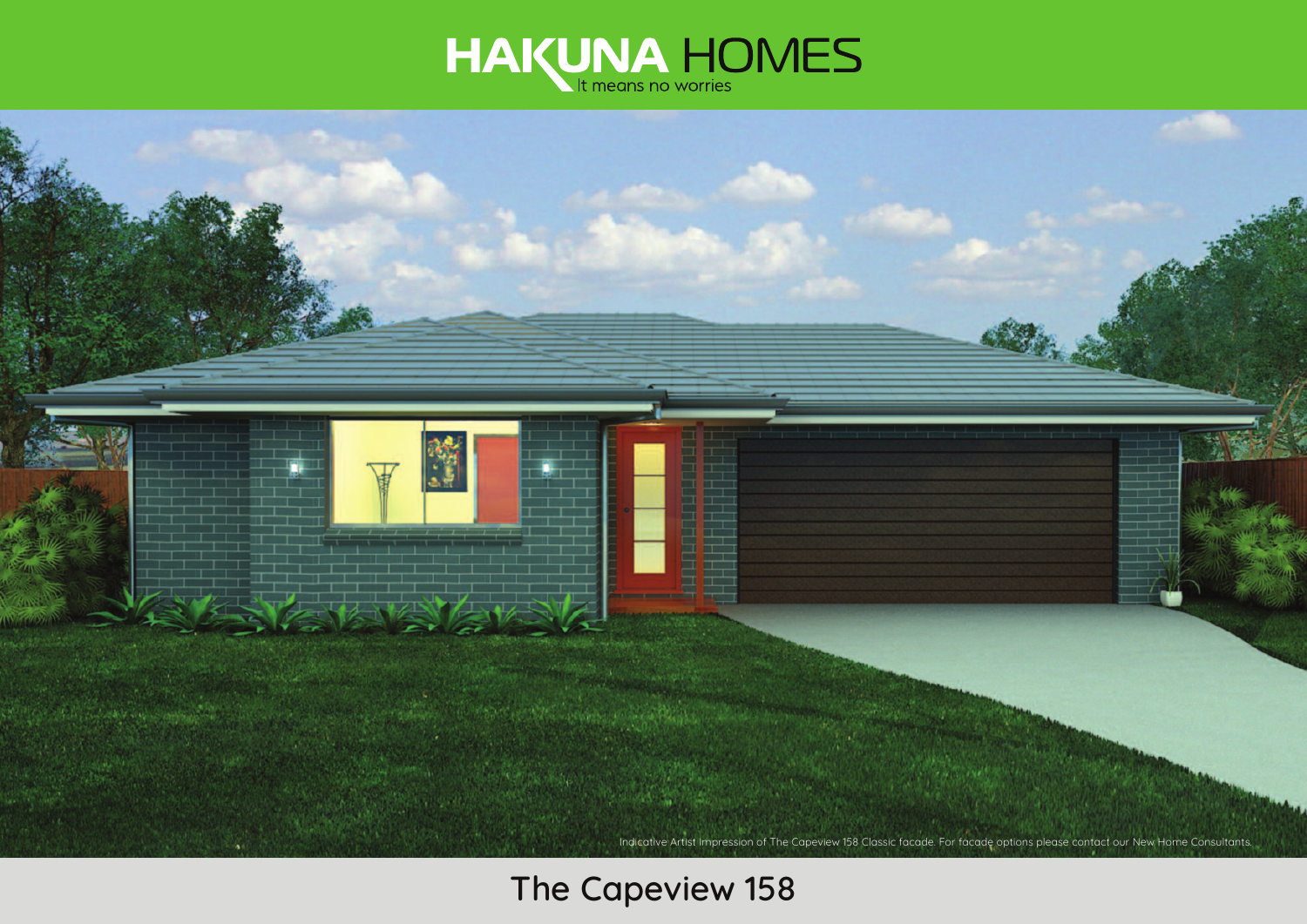HAKUNA HOMES

It means no worries

Indicative Artist Impression of The Capeview 158 Classic facade. For facade options please contact our New Home Consultants.

# The Capeview 158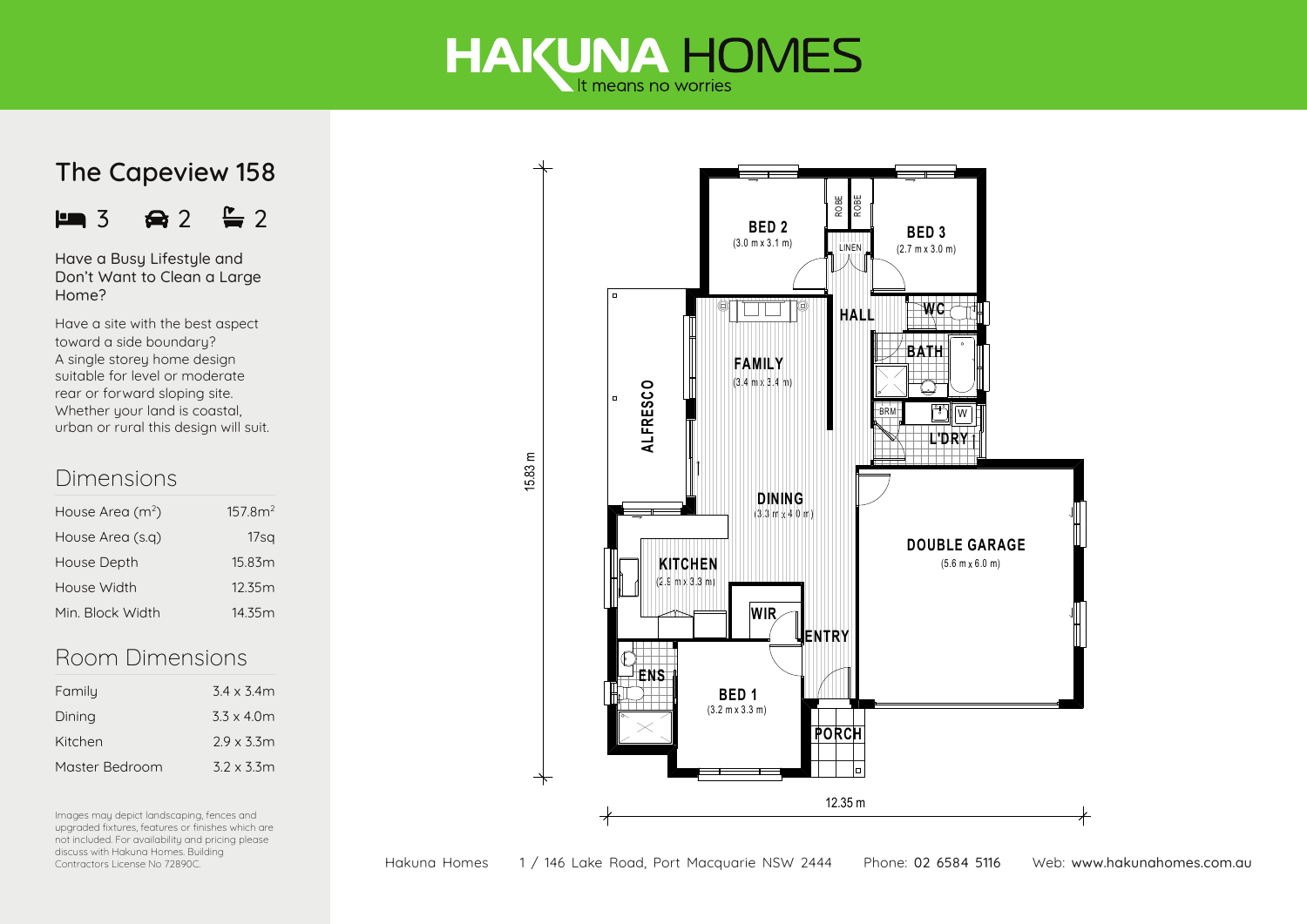# HAKUNA HOMES

It means no worries

## The Capeview 158

3 2 2

Have a Busy Lifestyle and Don't Want to Clean a Large Home?

Have a site with the best aspect toward a side boundary? A single storey home design suitable for level or moderate rear or forward sloping site. Whether your land is coastal, urban or rural this design will suit.

## Dimensions

| | |
|---|---|
| House Area ($m^2$) | $157.8m^2$ |
| House Area (s.q) | 17sq |
| House Depth | 15.83m |
| House Width | 12.35m |
| Min. Block Width | 14.35m |

## Room Dimensions

| | |
|---|---|
| Family | 3.4 x 3.4m |
| Dining | 3.3 x 4.0m |
| Kitchen | 2.9 x 3.3m |
| Master Bedroom | 3.2 x 3.3m |

Images may depict landscaping, fences and upgraded fixtures, features or finishes which are not included. For availability and pricing please discuss with Hakuna Homes. Building Contractors License No 72890C.

BED 2
(3.0 m x 3.1 m)

ROBE
ROBE
LINEN

BED 3
(2.7 m x 3.0 m)

HALL
WC
BATH

FAMILY
(3.4 m x 3.4 m)

ALFRESCO

BRM
W
L'DRY

15.83 m

DINING
(3.3 m x 4.0 m)

DOUBLE GARAGE
(5.6 m x 6.0 m)

KITCHEN
(2.9 m x 3.3 m)

WIR
ENTRY
ENS

BED 1
(3.2 m x 3.3 m)

PORCH

12.35 m

Hakuna Homes 1 / 146 Lake Road, Port Macquarie NSW 2444 Phone: 02 6584 5116 Web: www.hakunahomes.com.au